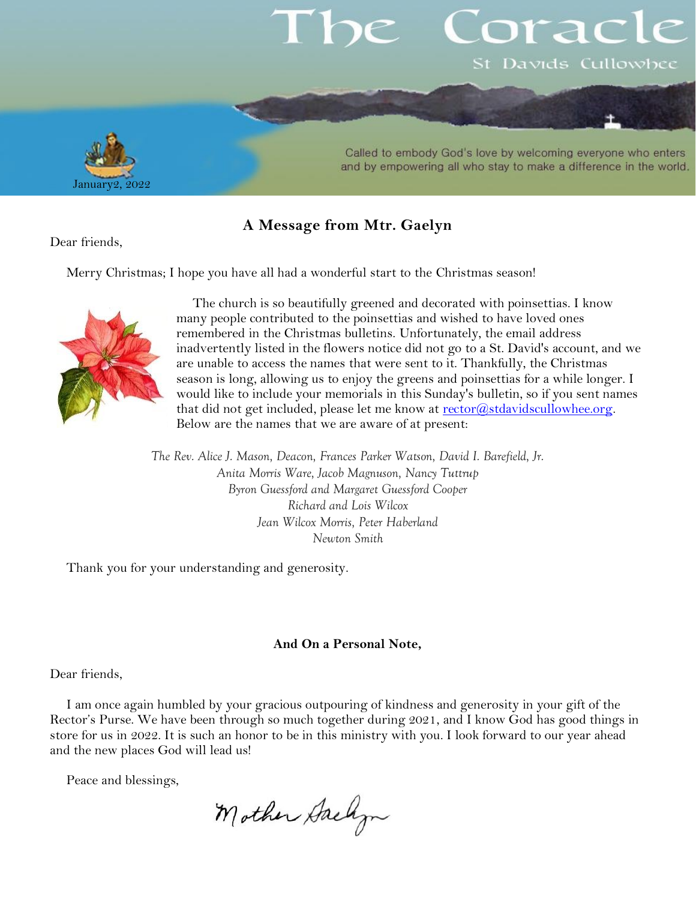# The Coracle

St Davids Cullowhee

Called to embody God's love by welcoming everyone who enters and by empowering all who stay to make a difference in the world.

January2, 2022

## A Message from Mtr. Gaelyn

Dear friends,

Merry Christmas; I hope you have all had a wonderful start to the Christmas season!

The church is so beautifully greened and decorated with poinsettias. I know many people contributed to the poinsettias and wished to have loved ones remembered in the Christmas bulletins. Unfortunately, the email address inadvertently listed in the flowers notice did not go to a St. David's account, and we are unable to access the names that were sent to it. Thankfully, the Christmas season is long, allowing us to enjoy the greens and poinsettias for a while longer. I would like to include your memorials in this Sunday's bulletin, so if you sent names that did not get included, please let me know at rector@stdavidscullowhee.org. Below are the names that we are aware of at present:

*The Rev. Alice J. Mason, Deacon, Frances Parker Watson, David I. Barefield, Jr.*
*Anita Morris Ware, Jacob Magnuson, Nancy Tuttrup*
*Byron Guessford and Margaret Guessford Cooper*
*Richard and Lois Wilcox*
*Jean Wilcox Morris, Peter Haberland*
*Newton Smith*

Thank you for your understanding and generosity.

**And On a Personal Note,**

Dear friends,

I am once again humbled by your gracious outpouring of kindness and generosity in your gift of the Rector's Purse. We have been through so much together during 2021, and I know God has good things in store for us in 2022. It is such an honor to be in this ministry with you. I look forward to our year ahead and the new places God will lead us!

Peace and blessings,

Mother Gaelyn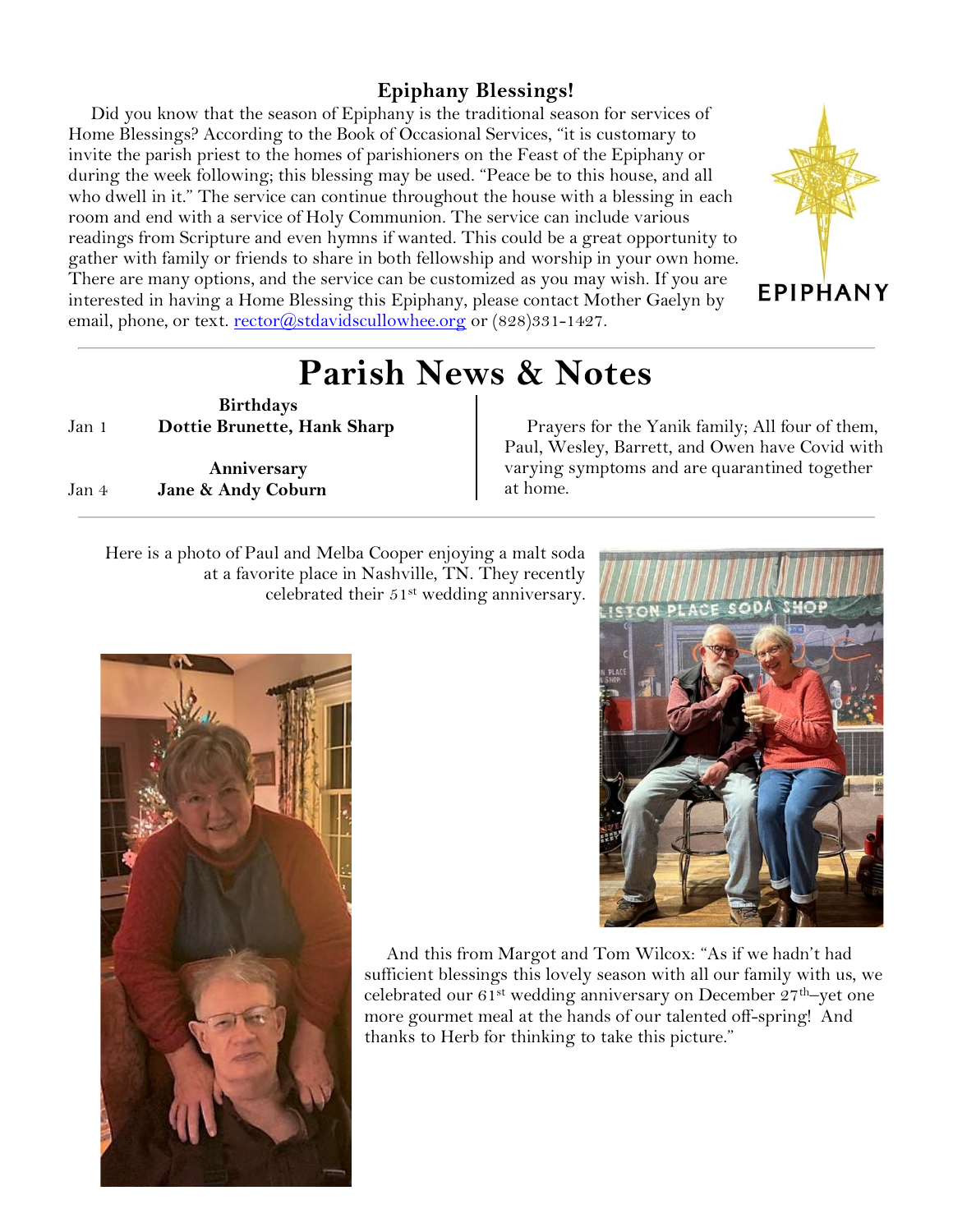## Epiphany Blessings!

Did you know that the season of Epiphany is the traditional season for services of Home Blessings? According to the Book of Occasional Services, "it is customary to invite the parish priest to the homes of parishioners on the Feast of the Epiphany or during the week following; this blessing may be used. "Peace be to this house, and all who dwell in it." The service can continue throughout the house with a blessing in each room and end with a service of Holy Communion. The service can include various readings from Scripture and even hymns if wanted. This could be a great opportunity to gather with family or friends to share in both fellowship and worship in your own home. There are many options, and the service can be customized as you may wish. If you are interested in having a Home Blessing this Epiphany, please contact Mother Gaelyn by email, phone, or text. rector@stdavidscullowhee.org or (828)331-1427.

EPIPHANY

# Parish News & Notes

**Birthdays**

Jan 1 **Dottie Brunette, Hank Sharp**

**Anniversary**

Jan 4 **Jane & Andy Coburn**

Prayers for the Yanik family; All four of them, Paul, Wesley, Barrett, and Owen have Covid with varying symptoms and are quarantined together at home.

Here is a photo of Paul and Melba Cooper enjoying a malt soda at a favorite place in Nashville, TN. They recently celebrated their 51st wedding anniversary.

And this from Margot and Tom Wilcox: "As if we hadn't had sufficient blessings this lovely season with all our family with us, we celebrated our 61st wedding anniversary on December 27th–yet one more gourmet meal at the hands of our talented off-spring! And thanks to Herb for thinking to take this picture."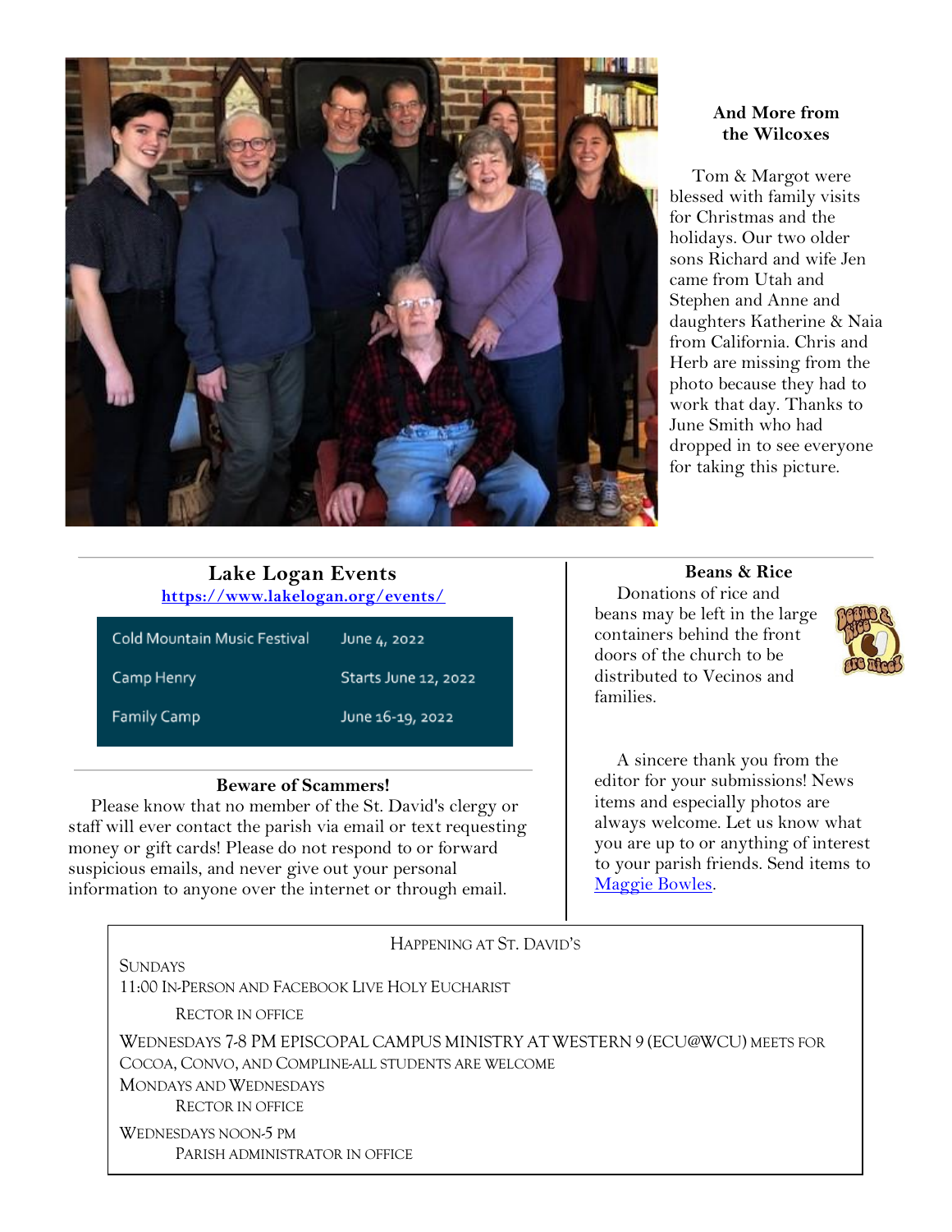### And More from the Wilcoxes

Tom & Margot were blessed with family visits for Christmas and the holidays. Our two older sons Richard and wife Jen came from Utah and Stephen and Anne and daughters Katherine & Naia from California. Chris and Herb are missing from the photo because they had to work that day. Thanks to June Smith who had dropped in to see everyone for taking this picture.

---

### Lake Logan Events

**https://www.lakelogan.org/events/**

| | |
|---|---|
| Cold Mountain Music Festival | June 4, 2022 |
| Camp Henry | Starts June 12, 2022 |
| Family Camp | June 16-19, 2022 |

### Beware of Scammers!

Please know that no member of the St. David's clergy or staff will ever contact the parish via email or text requesting money or gift cards! Please do not respond to or forward suspicious emails, and never give out your personal information to anyone over the internet or through email.

### Beans & Rice

Donations of rice and beans may be left in the large containers behind the front doors of the church to be distributed to Vecinos and families.

A sincere thank you from the editor for your submissions! News items and especially photos are always welcome. Let us know what you are up to or anything of interest to your parish friends. Send items to Maggie Bowles.

---

HAPPENING AT ST. DAVID'S

SUNDAYS

11:00 IN-PERSON AND FACEBOOK LIVE HOLY EUCHARIST

RECTOR IN OFFICE

WEDNESDAYS 7-8 PM EPISCOPAL CAMPUS MINISTRY AT WESTERN 9 (ECU@WCU) MEETS FOR COCOA, CONVO, AND COMPLINE-ALL STUDENTS ARE WELCOME

MONDAYS AND WEDNESDAYS

RECTOR IN OFFICE

WEDNESDAYS NOON-5 PM

PARISH ADMINISTRATOR IN OFFICE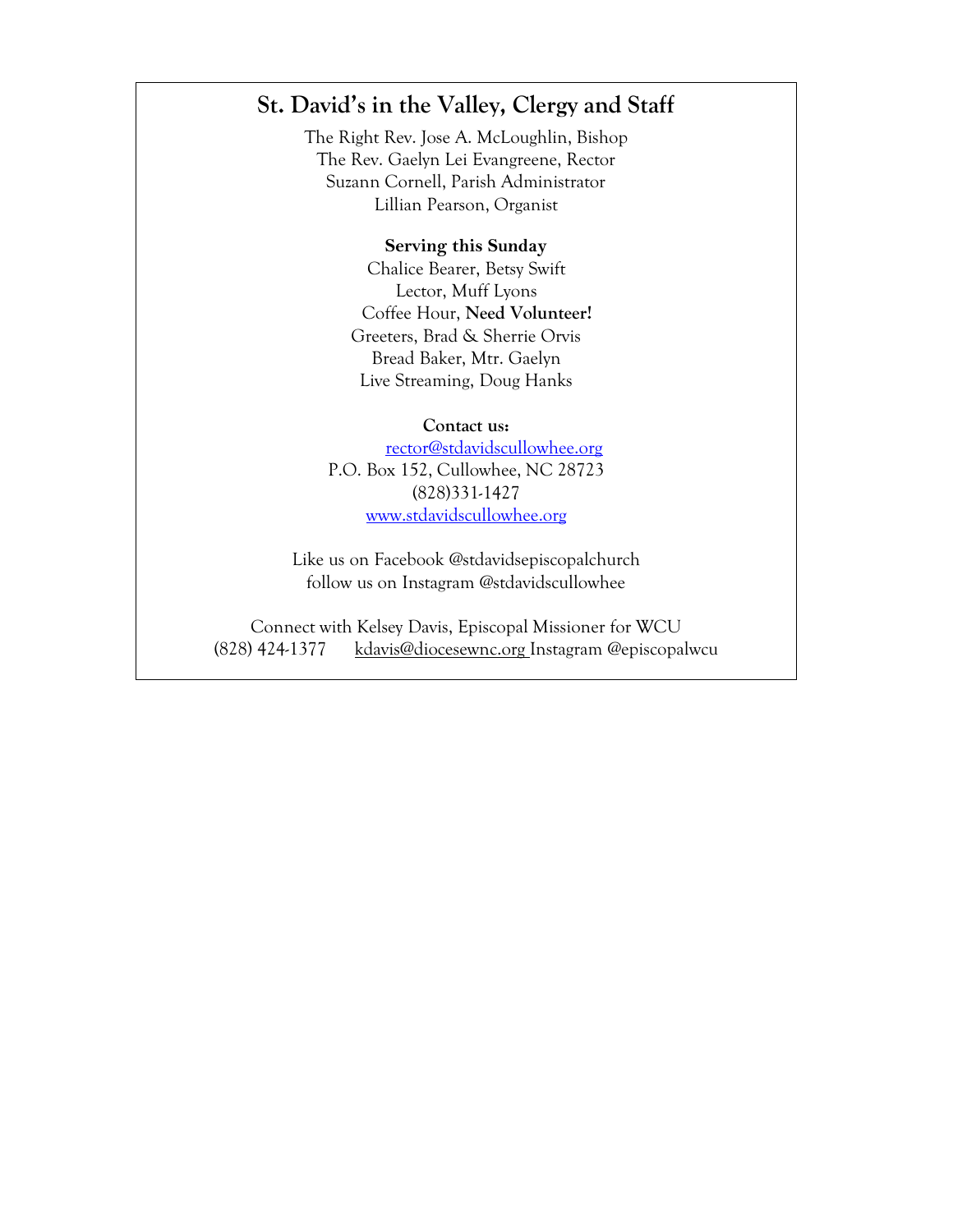## St. David's in the Valley, Clergy and Staff

The Right Rev. Jose A. McLoughlin, Bishop
The Rev. Gaelyn Lei Evangreene, Rector
Suzann Cornell, Parish Administrator
Lillian Pearson, Organist

**Serving this Sunday**

Chalice Bearer, Betsy Swift
Lector, Muff Lyons
Coffee Hour, **Need Volunteer!**
Greeters, Brad & Sherrie Orvis
Bread Baker, Mtr. Gaelyn
Live Streaming, Doug Hanks

**Contact us:**

rector@stdavidscullowhee.org
P.O. Box 152, Cullowhee, NC 28723
(828)331-1427
www.stdavidscullowhee.org

Like us on Facebook @stdavidsepiscopalchurch
follow us on Instagram @stdavidscullowhee

Connect with Kelsey Davis, Episcopal Missioner for WCU
(828) 424-1377 kdavis@diocesewnc.org Instagram @episcopalwcu